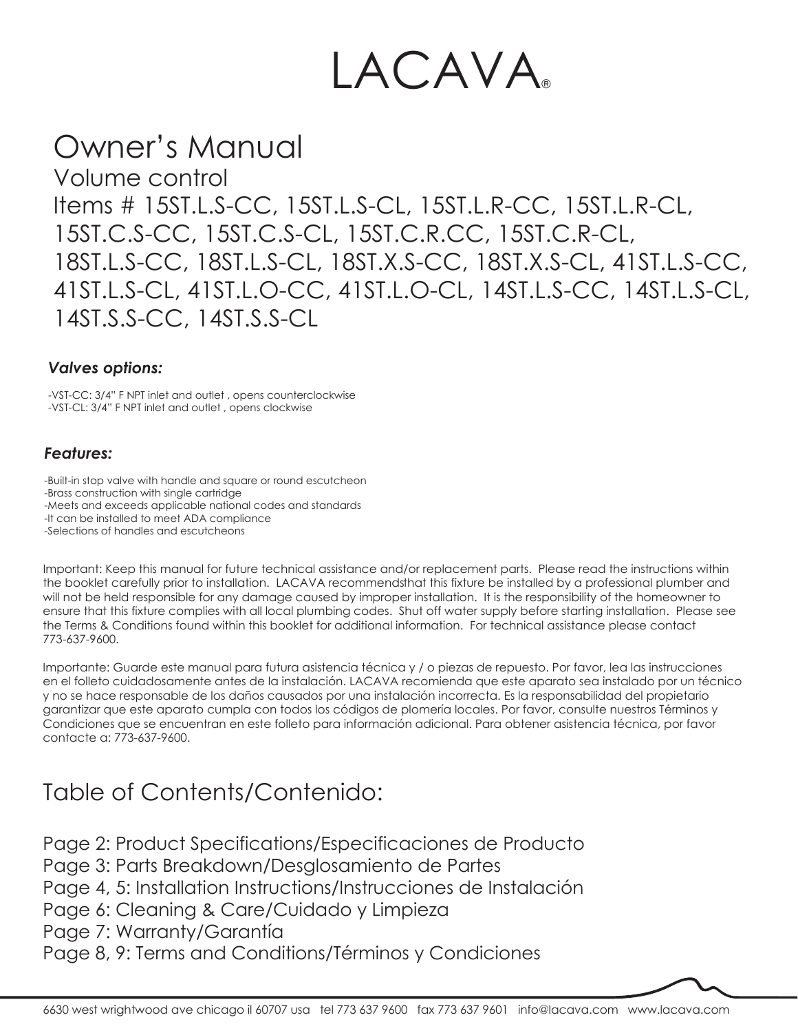# LACAVA®

## Owner's Manual

Volume control

Items # 15ST.L.S-CC, 15ST.L.S-CL, 15ST.L.R-CC, 15ST.L.R-CL, 15ST.C.S-CC, 15ST.C.S-CL, 15ST.C.R.CC, 15ST.C.R-CL, 18ST.L.S-CC, 18ST.L.S-CL, 18ST.X.S-CC, 18ST.X.S-CL, 41ST.L.S-CC, 41ST.L.S-CL, 41ST.L.O-CC, 41ST.L.O-CL, 14ST.L.S-CC, 14ST.L.S-CL, 14ST.S.S-CC, 14ST.S.S-CL

***Valves options:***

-VST-CC: 3/4" F NPT inlet and outlet , opens counterclockwise
-VST-CL: 3/4" F NPT inlet and outlet , opens clockwise

***Features:***

-Built-in stop valve with handle and square or round escutcheon
-Brass construction with single cartridge
-Meets and exceeds applicable national codes and standards
-It can be installed to meet ADA compliance
-Selections of handles and escutcheons

Important: Keep this manual for future technical assistance and/or replacement parts. Please read the instructions within the booklet carefully prior to installation. LACAVA recommendsthat this fixture be installed by a professional plumber and will not be held responsible for any damage caused by improper installation. It is the responsibility of the homeowner to ensure that this fixture complies with all local plumbing codes. Shut off water supply before starting installation. Please see the Terms & Conditions found within this booklet for additional information. For technical assistance please contact 773-637-9600.

Importante: Guarde este manual para futura asistencia técnica y / o piezas de repuesto. Por favor, lea las instrucciones en el folleto cuidadosamente antes de la instalación. LACAVA recomienda que este aparato sea instalado por un técnico y no se hace responsable de los daños causados por una instalación incorrecta. Es la responsabilidad del propietario garantizar que este aparato cumpla con todos los códigos de plomería locales. Por favor, consulte nuestros Términos y Condiciones que se encuentran en este folleto para información adicional. Para obtener asistencia técnica, por favor contacte a: 773-637-9600.

## Table of Contents/Contenido:

Page 2: Product Specifications/Especificaciones de Producto
Page 3: Parts Breakdown/Desglosamiento de Partes
Page 4, 5: Installation Instructions/Instrucciones de Instalación
Page 6: Cleaning & Care/Cuidado y Limpieza
Page 7: Warranty/Garantía
Page 8, 9: Terms and Conditions/Términos y Condiciones

6630 west wrightwood ave chicago il 60707 usa tel 773 637 9600 fax 773 637 9601 info@lacava.com www.lacava.com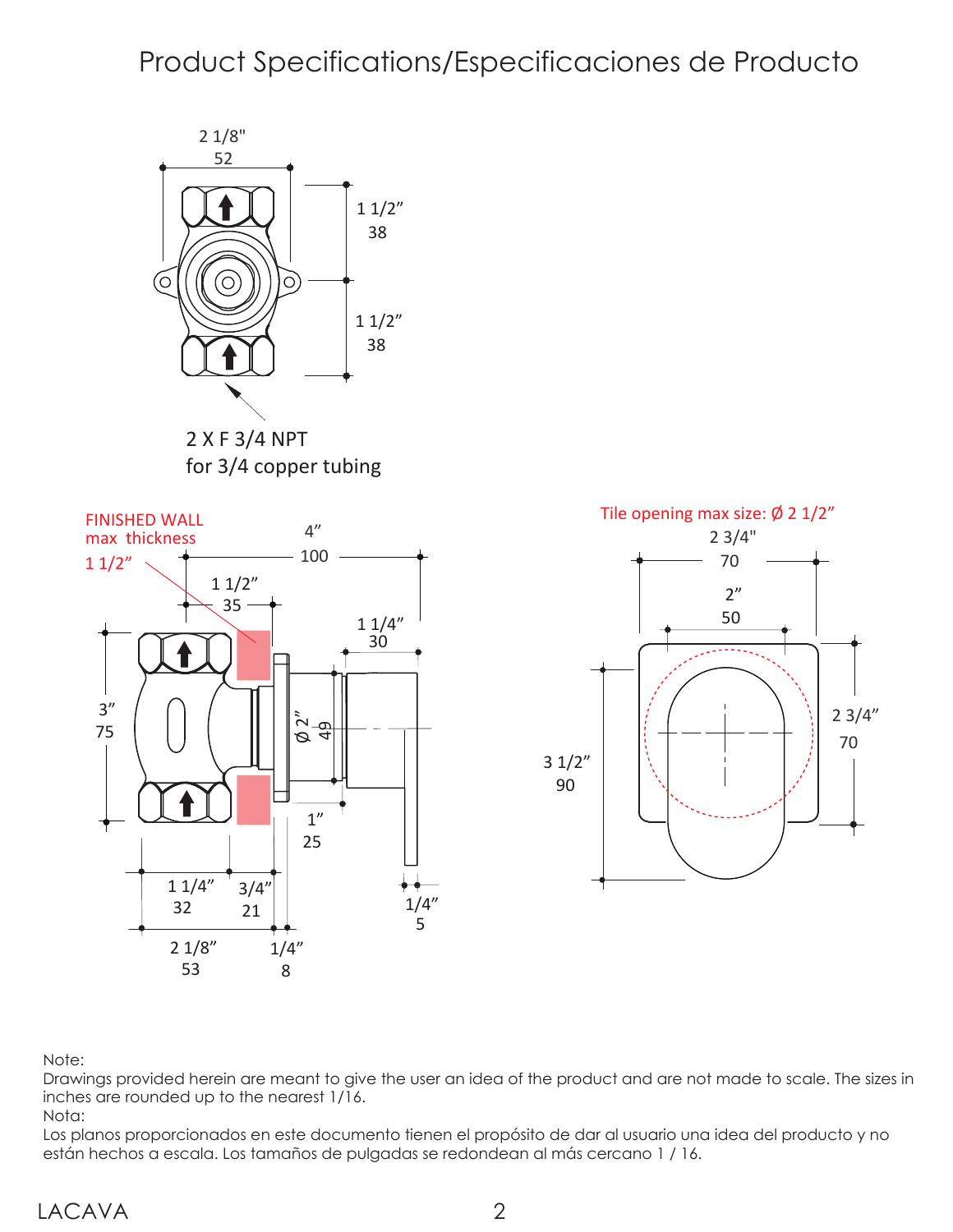# Product Specifications/Especificaciones de Producto

2 1/8"
52

1 1/2"
38

1 1/2"
38

2 X F 3/4 NPT
for 3/4 copper tubing

FINISHED WALL
max thickness
1 1/2"

4"
100

1 1/2"
35

1 1/4"
30

3"
75

Ø 2"
49

1"
25

1 1/4"
32

3/4"
21

2 1/8"
53

1/4"
8

1/4"
5

Tile opening max size: Ø 2 1/2"

2 3/4"
70

2"
50

2 3/4"
70

3 1/2"
90

Note:
Drawings provided herein are meant to give the user an idea of the product and are not made to scale. The sizes in inches are rounded up to the nearest 1/16.

Nota:
Los planos proporcionados en este documento tienen el propósito de dar al usuario una idea del producto y no están hechos a escala. Los tamaños de pulgadas se redondean al más cercano 1 / 16.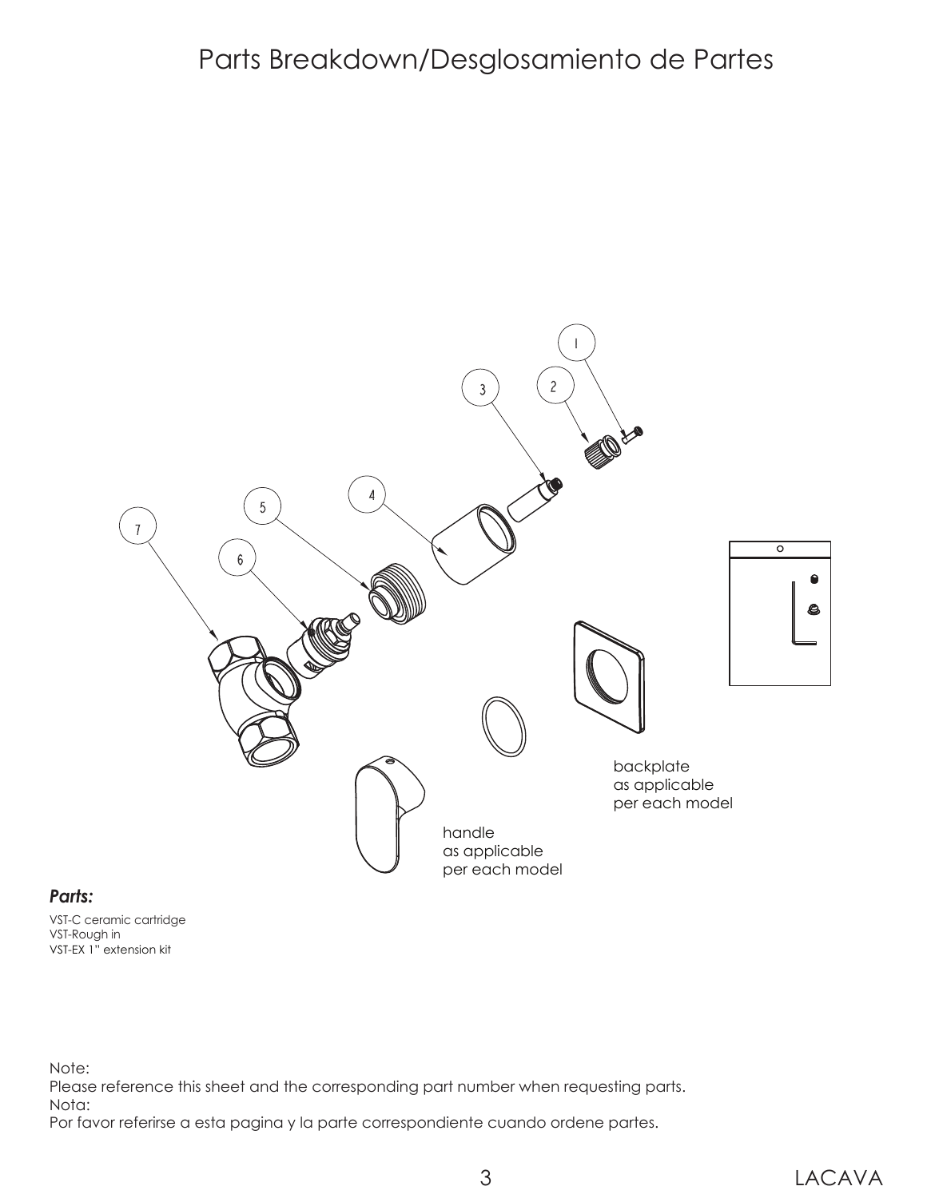# Parts Breakdown/Desglosamiento de Partes

***Parts:***

VST-C ceramic cartridge
VST-Rough in
VST-EX 1" extension kit

Note:
Please reference this sheet and the corresponding part number when requesting parts.
Nota:
Por favor referirse a esta pagina y la parte correspondiente cuando ordene partes.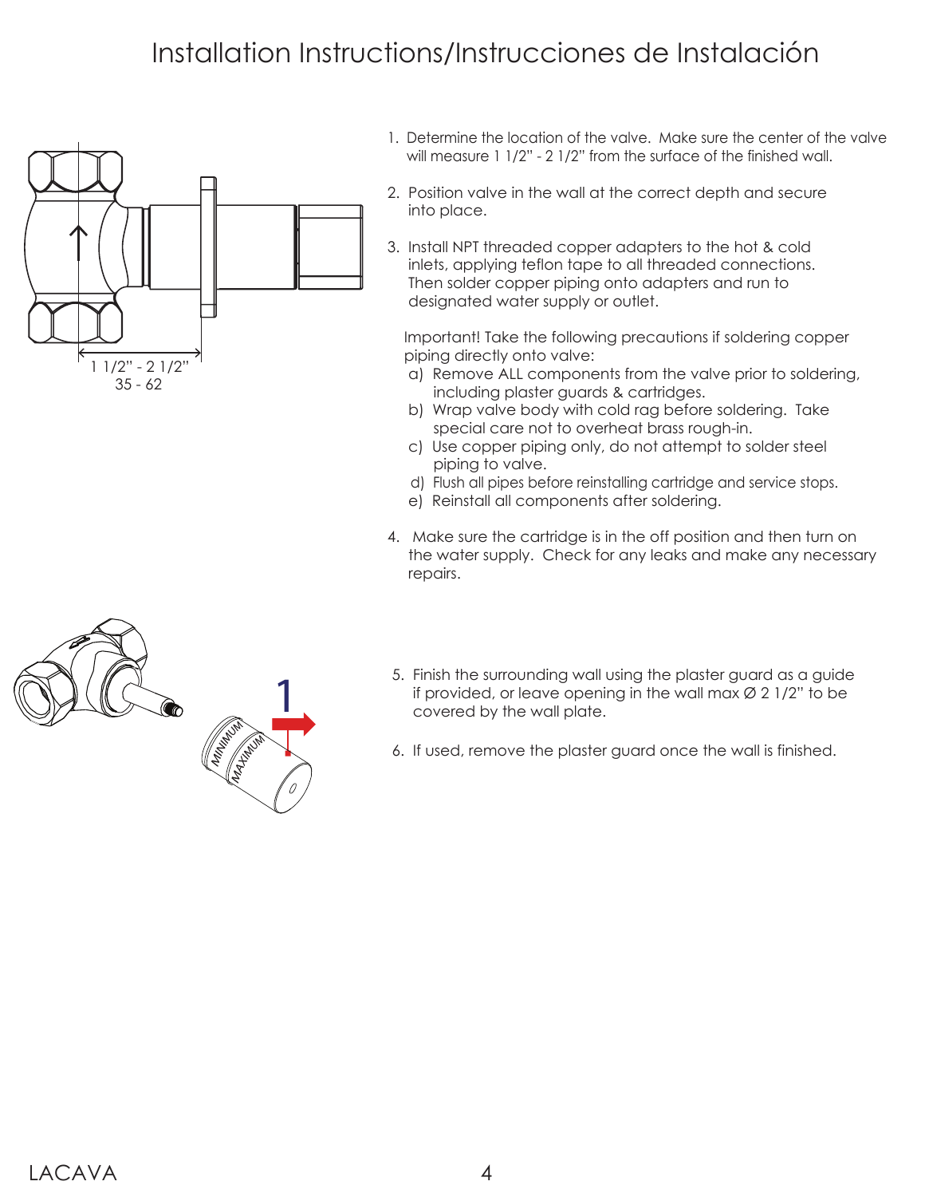# Installation Instructions/Instrucciones de Instalación

1 1/2" - 2 1/2"
35 - 62

1. Determine the location of the valve. Make sure the center of the valve will measure 1 1/2" - 2 1/2" from the surface of the finished wall.

2. Position valve in the wall at the correct depth and secure into place.

3. Install NPT threaded copper adapters to the hot & cold inlets, applying teflon tape to all threaded connections. Then solder copper piping onto adapters and run to designated water supply or outlet.

   Important! Take the following precautions if soldering copper piping directly onto valve:
   a) Remove ALL components from the valve prior to soldering, including plaster guards & cartridges.
   b) Wrap valve body with cold rag before soldering. Take special care not to overheat brass rough-in.
   c) Use copper piping only, do not attempt to solder steel piping to valve.
   d) Flush all pipes before reinstalling cartridge and service stops.
   e) Reinstall all components after soldering.

4. Make sure the cartridge is in the off position and then turn on the water supply. Check for any leaks and make any necessary repairs.

1

MINIMUM
MAXIMUM

5. Finish the surrounding wall using the plaster guard as a guide if provided, or leave opening in the wall max Ø 2 1/2" to be covered by the wall plate.

6. If used, remove the plaster guard once the wall is finished.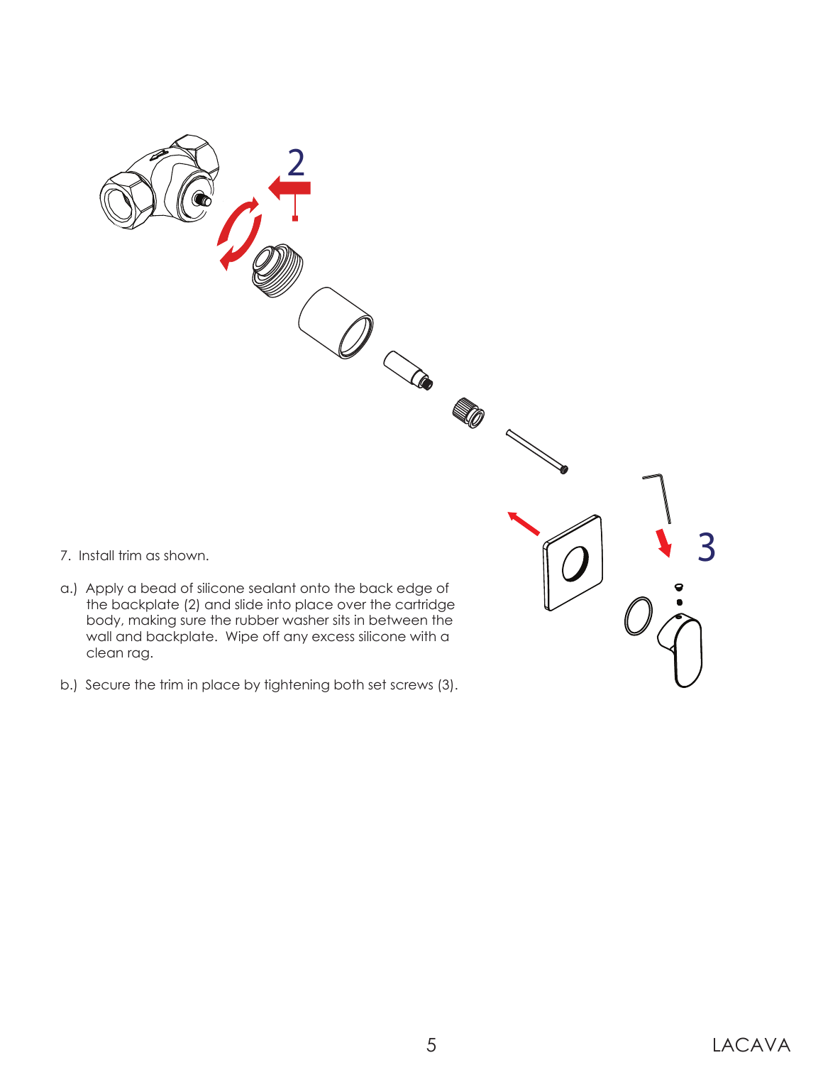7. Install trim as shown.

a.) Apply a bead of silicone sealant onto the back edge of the backplate (2) and slide into place over the cartridge body, making sure the rubber washer sits in between the wall and backplate. Wipe off any excess silicone with a clean rag.

b.) Secure the trim in place by tightening both set screws (3).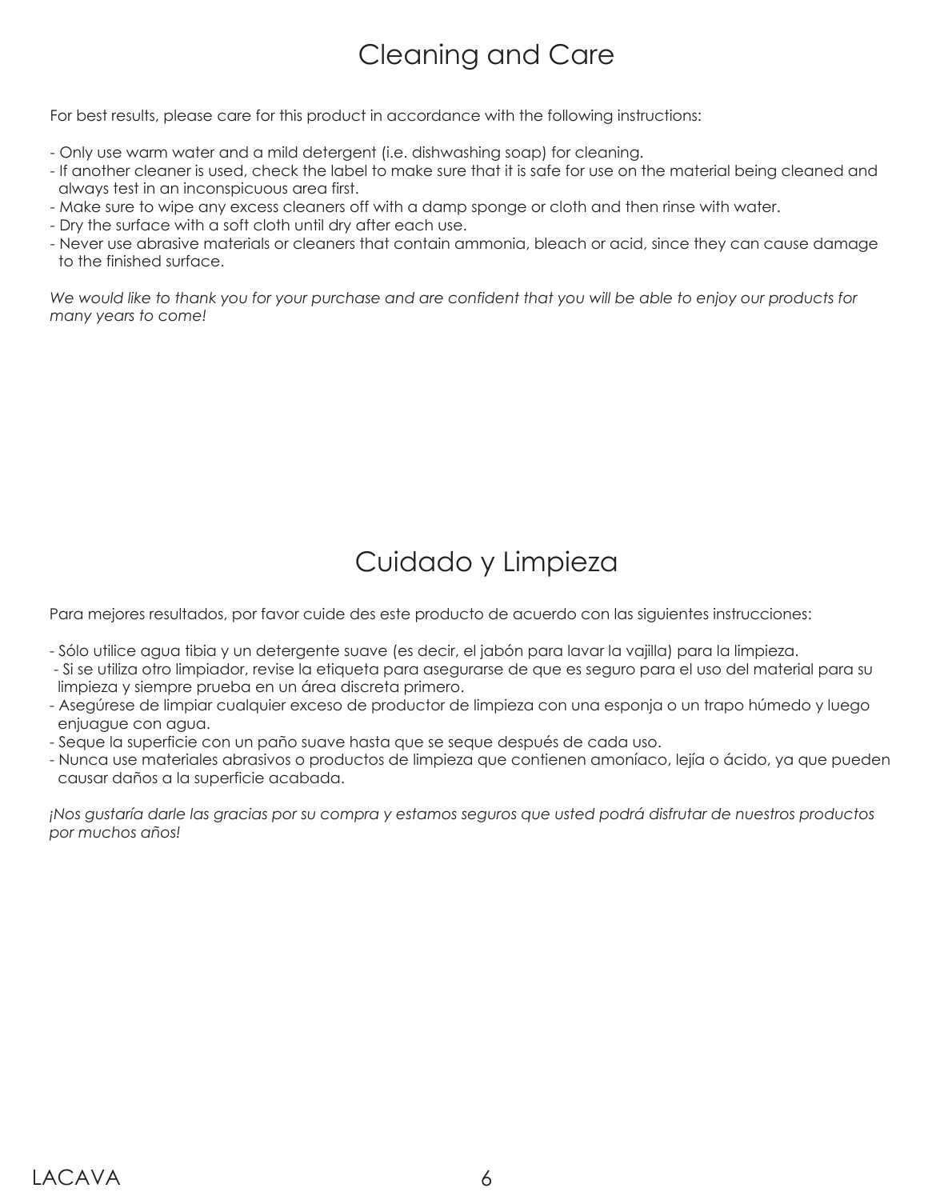# Cleaning and Care

For best results, please care for this product in accordance with the following instructions:

- Only use warm water and a mild detergent (i.e. dishwashing soap) for cleaning.
- If another cleaner is used, check the label to make sure that it is safe for use on the material being cleaned and always test in an inconspicuous area first.
- Make sure to wipe any excess cleaners off with a damp sponge or cloth and then rinse with water.
- Dry the surface with a soft cloth until dry after each use.
- Never use abrasive materials or cleaners that contain ammonia, bleach or acid, since they can cause damage to the finished surface.

*We would like to thank you for your purchase and are confident that you will be able to enjoy our products for many years to come!*

# Cuidado y Limpieza

Para mejores resultados, por favor cuide des este producto de acuerdo con las siguientes instrucciones:

- Sólo utilice agua tibia y un detergente suave (es decir, el jabón para lavar la vajilla) para la limpieza.
- Si se utiliza otro limpiador, revise la etiqueta para asegurarse de que es seguro para el uso del material para su limpieza y siempre prueba en un área discreta primero.
- Asegúrese de limpiar cualquier exceso de productor de limpieza con una esponja o un trapo húmedo y luego enjuague con agua.
- Seque la superficie con un paño suave hasta que se seque después de cada uso.
- Nunca use materiales abrasivos o productos de limpieza que contienen amoníaco, lejía o ácido, ya que pueden causar daños a la superficie acabada.

*¡Nos gustaría darle las gracias por su compra y estamos seguros que usted podrá disfrutar de nuestros productos por muchos años!*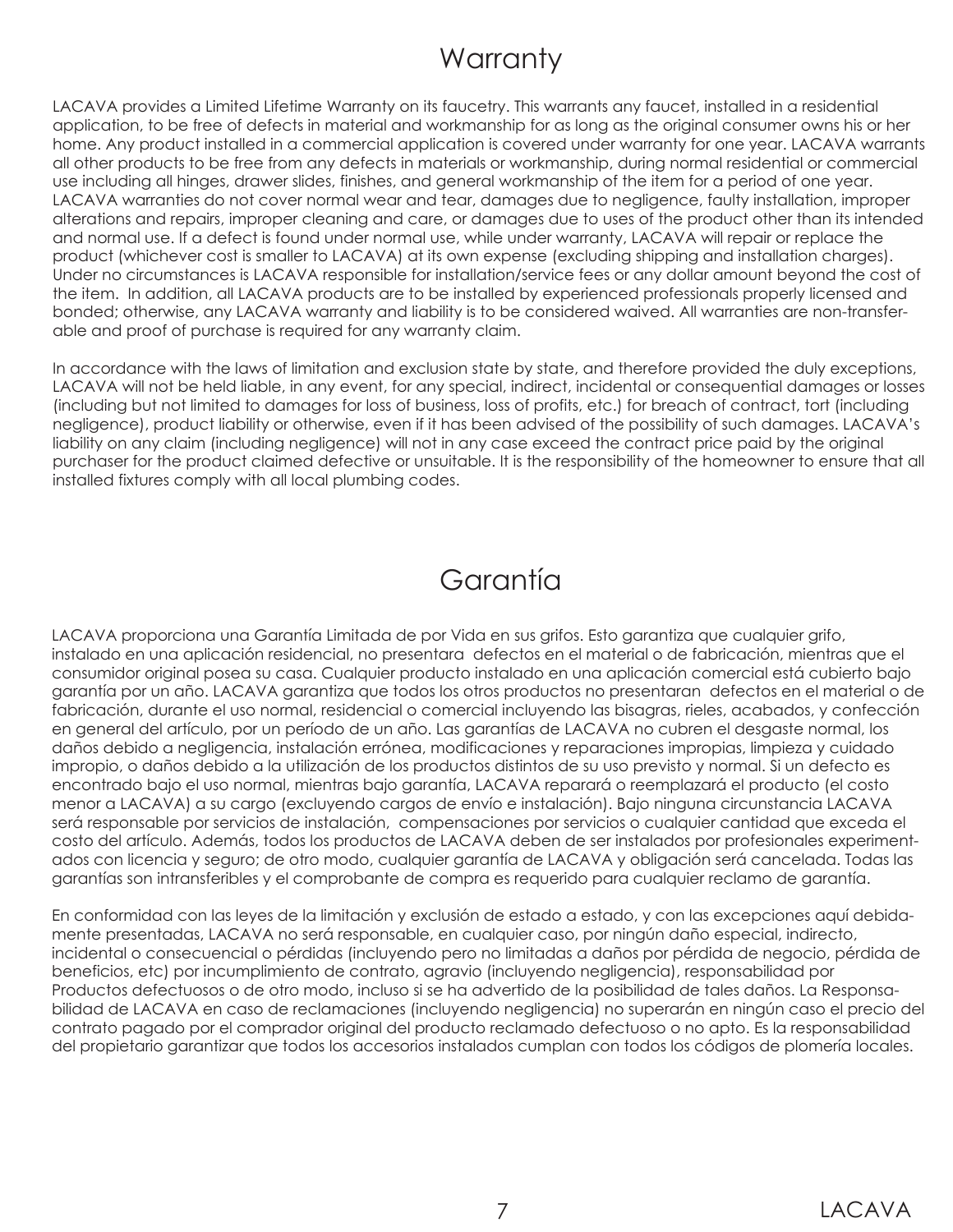# Warranty

LACAVA provides a Limited Lifetime Warranty on its faucetry. This warrants any faucet, installed in a residential application, to be free of defects in material and workmanship for as long as the original consumer owns his or her home. Any product installed in a commercial application is covered under warranty for one year. LACAVA warrants all other products to be free from any defects in materials or workmanship, during normal residential or commercial use including all hinges, drawer slides, finishes, and general workmanship of the item for a period of one year. LACAVA warranties do not cover normal wear and tear, damages due to negligence, faulty installation, improper alterations and repairs, improper cleaning and care, or damages due to uses of the product other than its intended and normal use. If a defect is found under normal use, while under warranty, LACAVA will repair or replace the product (whichever cost is smaller to LACAVA) at its own expense (excluding shipping and installation charges). Under no circumstances is LACAVA responsible for installation/service fees or any dollar amount beyond the cost of the item. In addition, all LACAVA products are to be installed by experienced professionals properly licensed and bonded; otherwise, any LACAVA warranty and liability is to be considered waived. All warranties are non-transferable and proof of purchase is required for any warranty claim.

In accordance with the laws of limitation and exclusion state by state, and therefore provided the duly exceptions, LACAVA will not be held liable, in any event, for any special, indirect, incidental or consequential damages or losses (including but not limited to damages for loss of business, loss of profits, etc.) for breach of contract, tort (including negligence), product liability or otherwise, even if it has been advised of the possibility of such damages. LACAVA's liability on any claim (including negligence) will not in any case exceed the contract price paid by the original purchaser for the product claimed defective or unsuitable. It is the responsibility of the homeowner to ensure that all installed fixtures comply with all local plumbing codes.

# Garantía

LACAVA proporciona una Garantía Limitada de por Vida en sus grifos. Esto garantiza que cualquier grifo, instalado en una aplicación residencial, no presentara defectos en el material o de fabricación, mientras que el consumidor original posea su casa. Cualquier producto instalado en una aplicación comercial está cubierto bajo garantía por un año. LACAVA garantiza que todos los otros productos no presentaran defectos en el material o de fabricación, durante el uso normal, residencial o comercial incluyendo las bisagras, rieles, acabados, y confección en general del artículo, por un período de un año. Las garantías de LACAVA no cubren el desgaste normal, los daños debido a negligencia, instalación errónea, modificaciones y reparaciones impropias, limpieza y cuidado impropio, o daños debido a la utilización de los productos distintos de su uso previsto y normal. Si un defecto es encontrado bajo el uso normal, mientras bajo garantía, LACAVA reparará o reemplazará el producto (el costo menor a LACAVA) a su cargo (excluyendo cargos de envío e instalación). Bajo ninguna circunstancia LACAVA será responsable por servicios de instalación, compensaciones por servicios o cualquier cantidad que exceda el costo del artículo. Además, todos los productos de LACAVA deben de ser instalados por profesionales experimentados con licencia y seguro; de otro modo, cualquier garantía de LACAVA y obligación será cancelada. Todas las garantías son intransferibles y el comprobante de compra es requerido para cualquier reclamo de garantía.

En conformidad con las leyes de la limitación y exclusión de estado a estado, y con las excepciones aquí debidamente presentadas, LACAVA no será responsable, en cualquier caso, por ningún daño especial, indirecto, incidental o consecuencial o pérdidas (incluyendo pero no limitadas a daños por pérdida de negocio, pérdida de beneficios, etc) por incumplimiento de contrato, agravio (incluyendo negligencia), responsabilidad por Productos defectuosos o de otro modo, incluso si se ha advertido de la posibilidad de tales daños. La Responsabilidad de LACAVA en caso de reclamaciones (incluyendo negligencia) no superarán en ningún caso el precio del contrato pagado por el comprador original del producto reclamado defectuoso o no apto. Es la responsabilidad del propietario garantizar que todos los accesorios instalados cumplan con todos los códigos de plomería locales.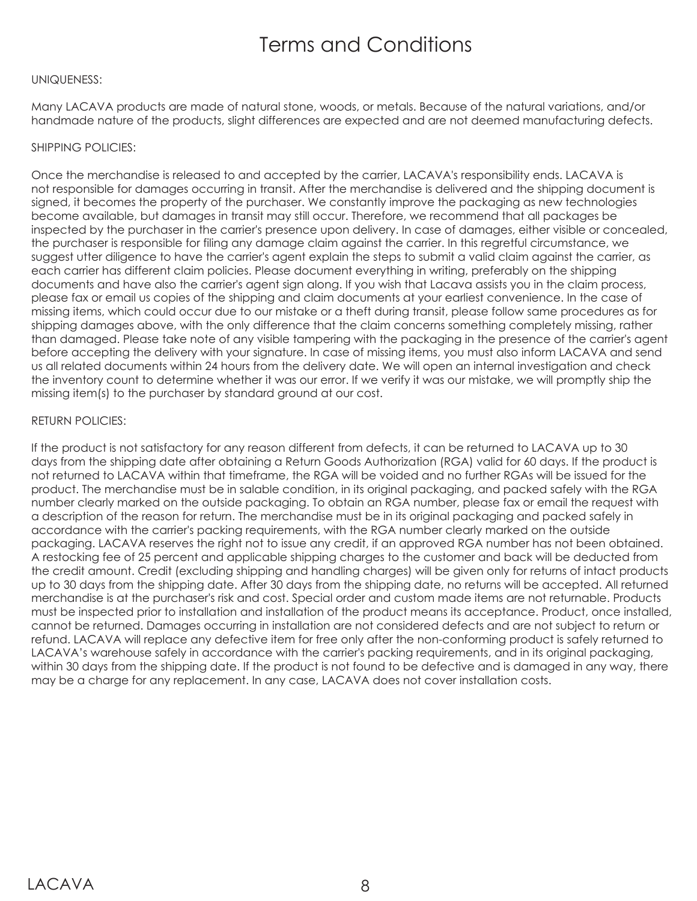# Terms and Conditions

UNIQUENESS:

Many LACAVA products are made of natural stone, woods, or metals. Because of the natural variations, and/or handmade nature of the products, slight differences are expected and are not deemed manufacturing defects.

SHIPPING POLICIES:

Once the merchandise is released to and accepted by the carrier, LACAVA's responsibility ends. LACAVA is not responsible for damages occurring in transit. After the merchandise is delivered and the shipping document is signed, it becomes the property of the purchaser. We constantly improve the packaging as new technologies become available, but damages in transit may still occur. Therefore, we recommend that all packages be inspected by the purchaser in the carrier's presence upon delivery. In case of damages, either visible or concealed, the purchaser is responsible for filing any damage claim against the carrier. In this regretful circumstance, we suggest utter diligence to have the carrier's agent explain the steps to submit a valid claim against the carrier, as each carrier has different claim policies. Please document everything in writing, preferably on the shipping documents and have also the carrier's agent sign along. If you wish that Lacava assists you in the claim process, please fax or email us copies of the shipping and claim documents at your earliest convenience. In the case of missing items, which could occur due to our mistake or a theft during transit, please follow same procedures as for shipping damages above, with the only difference that the claim concerns something completely missing, rather than damaged. Please take note of any visible tampering with the packaging in the presence of the carrier's agent before accepting the delivery with your signature. In case of missing items, you must also inform LACAVA and send us all related documents within 24 hours from the delivery date. We will open an internal investigation and check the inventory count to determine whether it was our error. If we verify it was our mistake, we will promptly ship the missing item(s) to the purchaser by standard ground at our cost.

RETURN POLICIES:

If the product is not satisfactory for any reason different from defects, it can be returned to LACAVA up to 30 days from the shipping date after obtaining a Return Goods Authorization (RGA) valid for 60 days. If the product is not returned to LACAVA within that timeframe, the RGA will be voided and no further RGAs will be issued for the product. The merchandise must be in salable condition, in its original packaging, and packed safely with the RGA number clearly marked on the outside packaging. To obtain an RGA number, please fax or email the request with a description of the reason for return. The merchandise must be in its original packaging and packed safely in accordance with the carrier's packing requirements, with the RGA number clearly marked on the outside packaging. LACAVA reserves the right not to issue any credit, if an approved RGA number has not been obtained. A restocking fee of 25 percent and applicable shipping charges to the customer and back will be deducted from the credit amount. Credit (excluding shipping and handling charges) will be given only for returns of intact products up to 30 days from the shipping date. After 30 days from the shipping date, no returns will be accepted. All returned merchandise is at the purchaser's risk and cost. Special order and custom made items are not returnable. Products must be inspected prior to installation and installation of the product means its acceptance. Product, once installed, cannot be returned. Damages occurring in installation are not considered defects and are not subject to return or refund. LACAVA will replace any defective item for free only after the non-conforming product is safely returned to LACAVA's warehouse safely in accordance with the carrier's packing requirements, and in its original packaging, within 30 days from the shipping date. If the product is not found to be defective and is damaged in any way, there may be a charge for any replacement. In any case, LACAVA does not cover installation costs.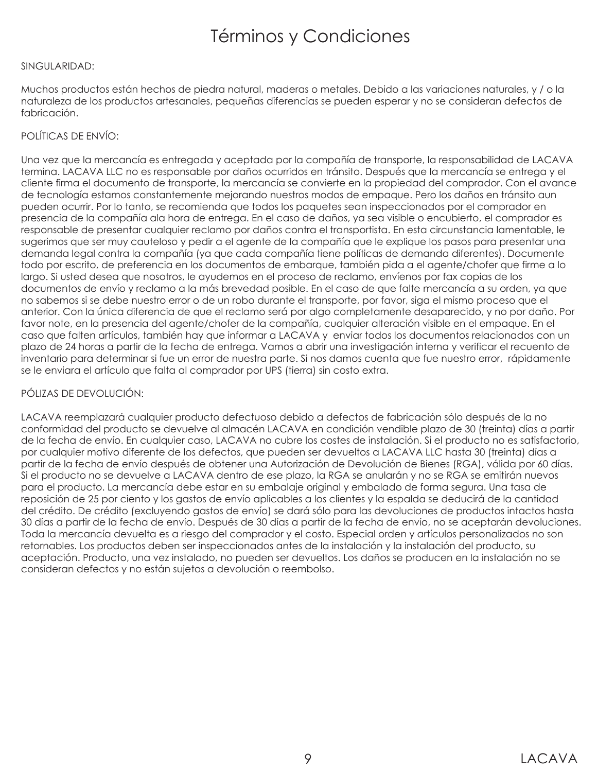# Términos y Condiciones

SINGULARIDAD:

Muchos productos están hechos de piedra natural, maderas o metales. Debido a las variaciones naturales, y / o la naturaleza de los productos artesanales, pequeñas diferencias se pueden esperar y no se consideran defectos de fabricación.

POLÍTICAS DE ENVÍO:

Una vez que la mercancía es entregada y aceptada por la compañía de transporte, la responsabilidad de LACAVA termina. LACAVA LLC no es responsable por daños ocurridos en tránsito. Después que la mercancía se entrega y el cliente firma el documento de transporte, la mercancía se convierte en la propiedad del comprador. Con el avance de tecnología estamos constantemente mejorando nuestros modos de empaque. Pero los daños en tránsito aun pueden ocurrir. Por lo tanto, se recomienda que todos los paquetes sean inspeccionados por el comprador en presencia de la compañía ala hora de entrega. En el caso de daños, ya sea visible o encubierto, el comprador es responsable de presentar cualquier reclamo por daños contra el transportista. En esta circunstancia lamentable, le sugerimos que ser muy cauteloso y pedir a el agente de la compañía que le explique los pasos para presentar una demanda legal contra la compañía (ya que cada compañía tiene políticas de demanda diferentes). Documente todo por escrito, de preferencia en los documentos de embarque, también pida a el agente/chofer que firme a lo largo. Si usted desea que nosotros, le ayudemos en el proceso de reclamo, envíenos por fax copias de los documentos de envío y reclamo a la más brevedad posible. En el caso de que falte mercancía a su orden, ya que no sabemos si se debe nuestro error o de un robo durante el transporte, por favor, siga el mismo proceso que el anterior. Con la única diferencia de que el reclamo será por algo completamente desaparecido, y no por daño. Por favor note, en la presencia del agente/chofer de la compañía, cualquier alteración visible en el empaque. En el caso que falten artículos, también hay que informar a LACAVA y enviar todos los documentos relacionados con un plazo de 24 horas a partir de la fecha de entrega. Vamos a abrir una investigación interna y verificar el recuento de inventario para determinar si fue un error de nuestra parte. Si nos damos cuenta que fue nuestro error, rápidamente se le enviara el artículo que falta al comprador por UPS (tierra) sin costo extra.

PÓLIZAS DE DEVOLUCIÓN:

LACAVA reemplazará cualquier producto defectuoso debido a defectos de fabricación sólo después de la no conformidad del producto se devuelve al almacén LACAVA en condición vendible plazo de 30 (treinta) días a partir de la fecha de envío. En cualquier caso, LACAVA no cubre los costes de instalación. Si el producto no es satisfactorio, por cualquier motivo diferente de los defectos, que pueden ser devueltos a LACAVA LLC hasta 30 (treinta) días a partir de la fecha de envío después de obtener una Autorización de Devolución de Bienes (RGA), válida por 60 días. Si el producto no se devuelve a LACAVA dentro de ese plazo, la RGA se anularán y no se RGA se emitirán nuevos para el producto. La mercancía debe estar en su embalaje original y embalado de forma segura. Una tasa de reposición de 25 por ciento y los gastos de envío aplicables a los clientes y la espalda se deducirá de la cantidad del crédito. De crédito (excluyendo gastos de envío) se dará sólo para las devoluciones de productos intactos hasta 30 días a partir de la fecha de envío. Después de 30 días a partir de la fecha de envío, no se aceptarán devoluciones. Toda la mercancía devuelta es a riesgo del comprador y el costo. Especial orden y artículos personalizados no son retornables. Los productos deben ser inspeccionados antes de la instalación y la instalación del producto, su aceptación. Producto, una vez instalado, no pueden ser devueltos. Los daños se producen en la instalación no se consideran defectos y no están sujetos a devolución o reembolso.